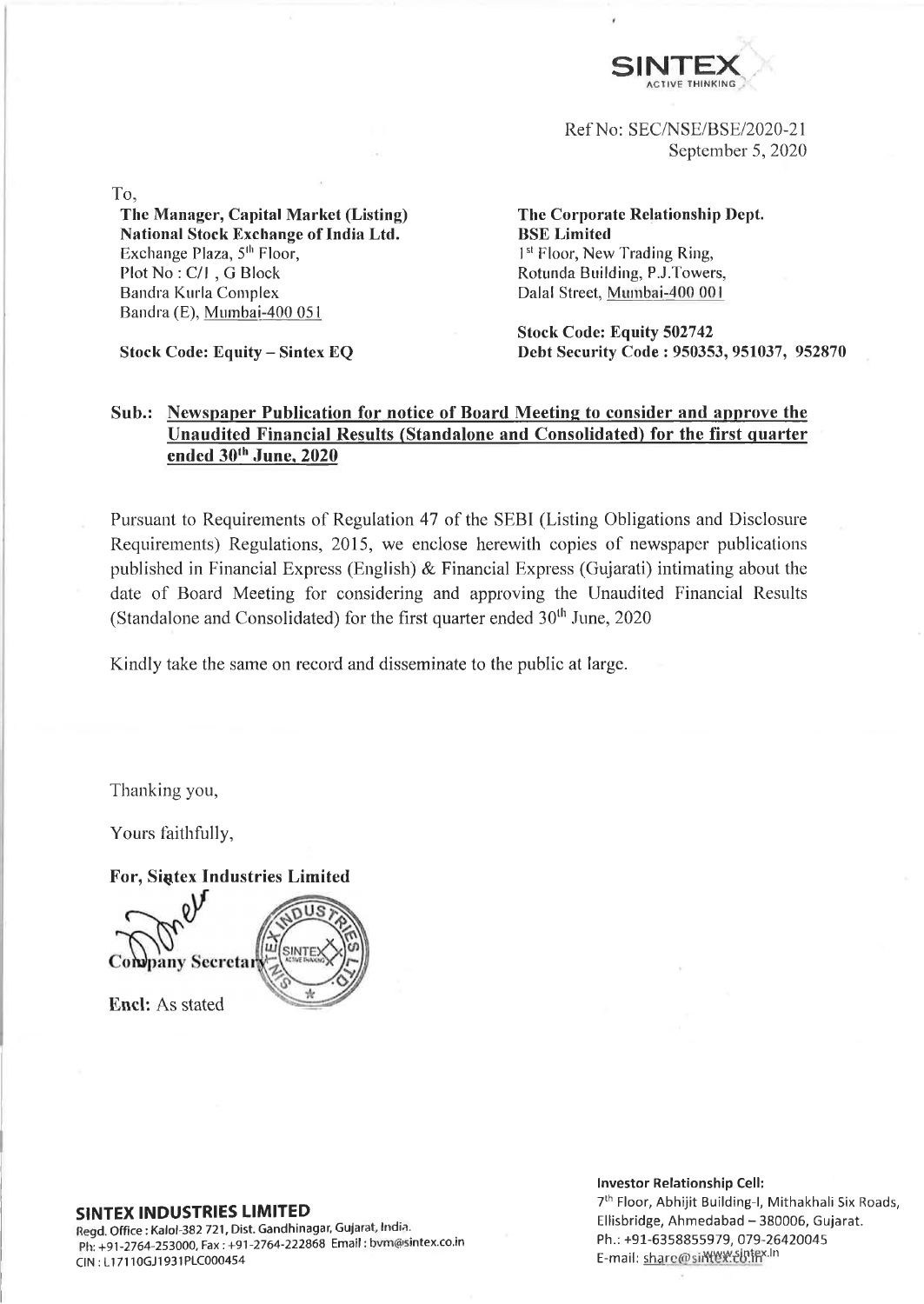SINTEX
ACTIVE THINKING

Ref No: SEC/NSE/BSE/2020-21
September 5, 2020

To,

**The Manager, Capital Market (Listing)**
**National Stock Exchange of India Ltd.**
Exchange Plaza, 5th Floor,
Plot No : C/1 , G Block
Bandra Kurla Complex
Bandra (E), Mumbai-400 051

**Stock Code: Equity – Sintex EQ**

**The Corporate Relationship Dept.**
**BSE Limited**
1st Floor, New Trading Ring,
Rotunda Building, P.J.Towers,
Dalal Street, Mumbai-400 001

**Stock Code: Equity 502742**
**Debt Security Code : 950353, 951037, 952870**

**Sub.: Newspaper Publication for notice of Board Meeting to consider and approve the Unaudited Financial Results (Standalone and Consolidated) for the first quarter ended 30th June, 2020**

Pursuant to Requirements of Regulation 47 of the SEBI (Listing Obligations and Disclosure Requirements) Regulations, 2015, we enclose herewith copies of newspaper publications published in Financial Express (English) & Financial Express (Gujarati) intimating about the date of Board Meeting for considering and approving the Unaudited Financial Results (Standalone and Consolidated) for the first quarter ended 30th June, 2020

Kindly take the same on record and disseminate to the public at large.

Thanking you,

Yours faithfully,

**For, Sintex Industries Limited**

**Company Secretary**

**Encl:** As stated

**SINTEX INDUSTRIES LIMITED**
Regd. Office : Kalol-382 721, Dist. Gandhinagar, Gujarat, India.
Ph: +91-2764-253000, Fax : +91-2764-222868 Email : bvm@sintex.co.in
CIN : L17110GJ1931PLC000454

**Investor Relationship Cell:**
7th Floor, Abhijit Building-I, Mithakhali Six Roads,
Ellisbridge, Ahmedabad – 380006, Gujarat.
Ph.: +91-6358855979, 079-26420045
E-mail: share@sintex.co.in
www.sintex.in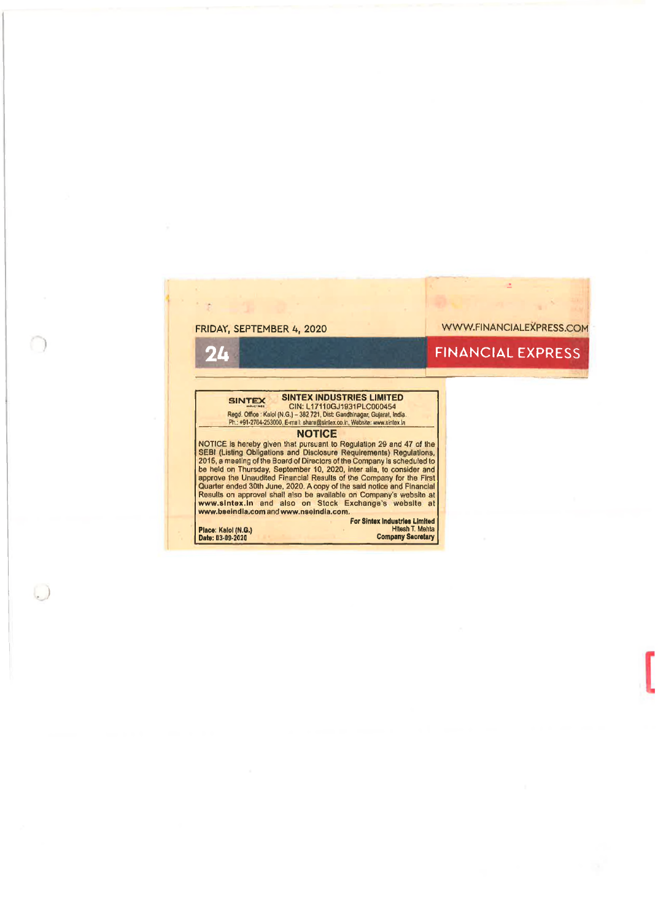FRIDAY, SEPTEMBER 4, 2020

WWW.FINANCIALEXPRESS.COM

FINANCIAL EXPRESS

SINTEX

**SINTEX INDUSTRIES LIMITED**

CIN: L17110GJ1931PLC000454

Regd. Office : Kalol (N.G.) – 382 721, Dist: Gandhinagar, Gujarat, India.
Ph.: +91-2764-253000, E-mail: share@sintex.co.in, Website: www.sintex.in

## NOTICE

NOTICE is hereby given that pursuant to Regulation 29 and 47 of the SEBI (Listing Obligations and Disclosure Requirements) Regulations, 2015, a meeting of the Board of Directors of the Company is scheduled to be held on Thursday, September 10, 2020, inter alia, to consider and approve the Unaudited Financial Results of the Company for the First Quarter ended 30th June, 2020. A copy of the said notice and Financial Results on approval shall also be available on Company's website at **www.sintex.in** and also on Stock Exchange's website at **www.bseindia.com** and **www.nseindia.com**.

**For Sintex Industries Limited**
Hitesh T. Mehta
**Company Secretary**

**Place: Kalol (N.G.)**
**Date: 03-09-2020**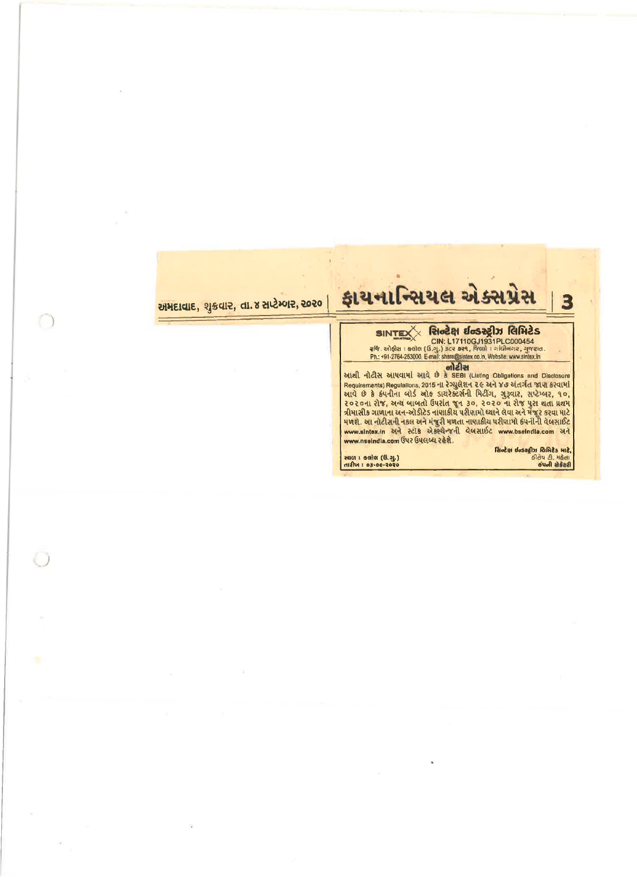અમદાવાદ, શુક્રવાર, તા. ૪ સપ્ટેમ્બર, ૨૦૨૦ | ફાયનાન્સિયલ એક્સપ્રેસ | 3

**SINTEX** **સિન્ટેક્ષ ઈન્ડસ્ટ્રીઝ લિમિટેડ**

CIN: L17110GJ1931PLC000454

રજી. ઓફીસ : કલોલ (ઉ.ગુ.) ૩૮૨ ૭૨૧, જિલ્લો : ગાંધીનગર, ગુજરાત.

Ph.: +91-2764-253000, E-mail: share@sintex.co.in, Website: www.sintex.in

**નોટીસ**

આથી નોટીસ આપવામાં આવે છે કે SEBI (Listing Obligations and Disclosure Requirements) Regulations, 2015 ના રેગ્યુલેશન ૨૯ અને ૪૭ અંતર્ગત જાણ કરવામાં આવે છે કે કંપનીના બોર્ડ ઓફ ડાયરેક્ટર્સની મિટીંગ, ગુરૂવાર, સપ્ટેમ્બર, ૧૦, ૨૦૨૦ના રોજ, અન્ય બાબતો ઉપરાંત જૂન ૩૦, ૨૦૨૦ ના રોજ પૂરા થતા પ્રથમ ત્રીમાસીક ગાળાના અન-ઓડીટેડ નાણાકીય પરીણામો ધ્યાને લેવા અને મંજૂર કરવા માટે મળશે. આ નોટીસની નકલ અને મંજૂરી મળતા નાણાકીય પરીણામો કંપનીની વેબસાઈટ www.sintex.in અને સ્ટોક એક્સચેન્જની વેબસાઈટ www.bseindia.com અને www.nseindia.com ઉપર ઉપલબ્ધ રહેશે.

સિન્ટેક્ષ ઈન્ડસ્ટ્રીઝ લિમિટેડ માટે,
હીતેષ ટી. મહેતા
કંપની સેક્રેટરી

સ્થળ : કલોલ (ઉ.ગુ.)
તારીખ : ૦૩-૦૯-૨૦૨૦